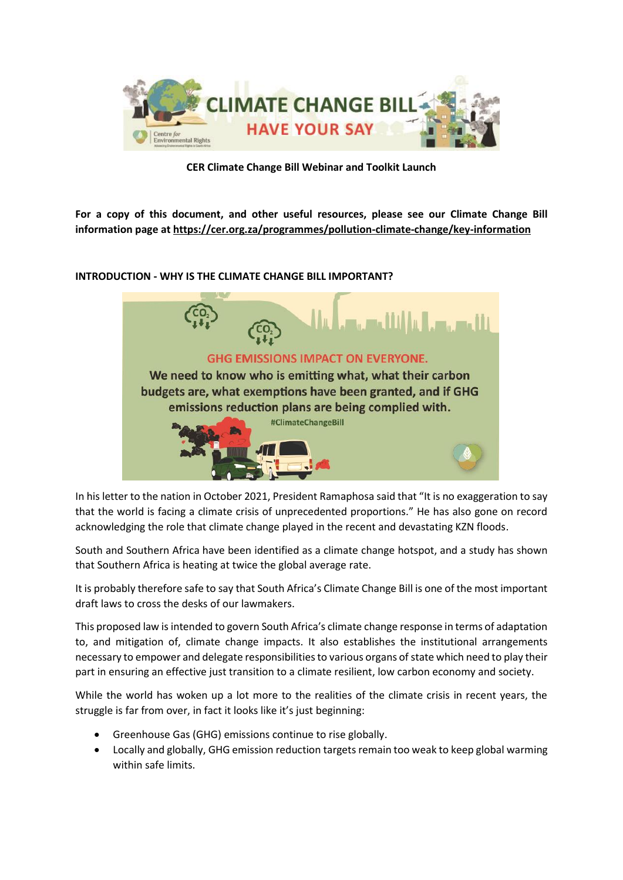**CER Climate Change Bill Webinar and Toolkit Launch**

**For a copy of this document, and other useful resources, please see our Climate Change Bill information page at [https://cer.org.za/programmes/pollution-climate-change/key-information](https://cer.org.za/programmes/pollution-climate-change/key-information)**

## INTRODUCTION - WHY IS THE CLIMATE CHANGE BILL IMPORTANT?

In his letter to the nation in October 2021, President Ramaphosa said that "It is no exaggeration to say that the world is facing a climate crisis of unprecedented proportions." He has also gone on record acknowledging the role that climate change played in the recent and devastating KZN floods.

South and Southern Africa have been identified as a climate change hotspot, and a study has shown that Southern Africa is heating at twice the global average rate.

It is probably therefore safe to say that South Africa's Climate Change Bill is one of the most important draft laws to cross the desks of our lawmakers.

This proposed law is intended to govern South Africa's climate change response in terms of adaptation to, and mitigation of, climate change impacts. It also establishes the institutional arrangements necessary to empower and delegate responsibilities to various organs of state which need to play their part in ensuring an effective just transition to a climate resilient, low carbon economy and society.

While the world has woken up a lot more to the realities of the climate crisis in recent years, the struggle is far from over, in fact it looks like it's just beginning:

- Greenhouse Gas (GHG) emissions continue to rise globally.
- Locally and globally, GHG emission reduction targets remain too weak to keep global warming within safe limits.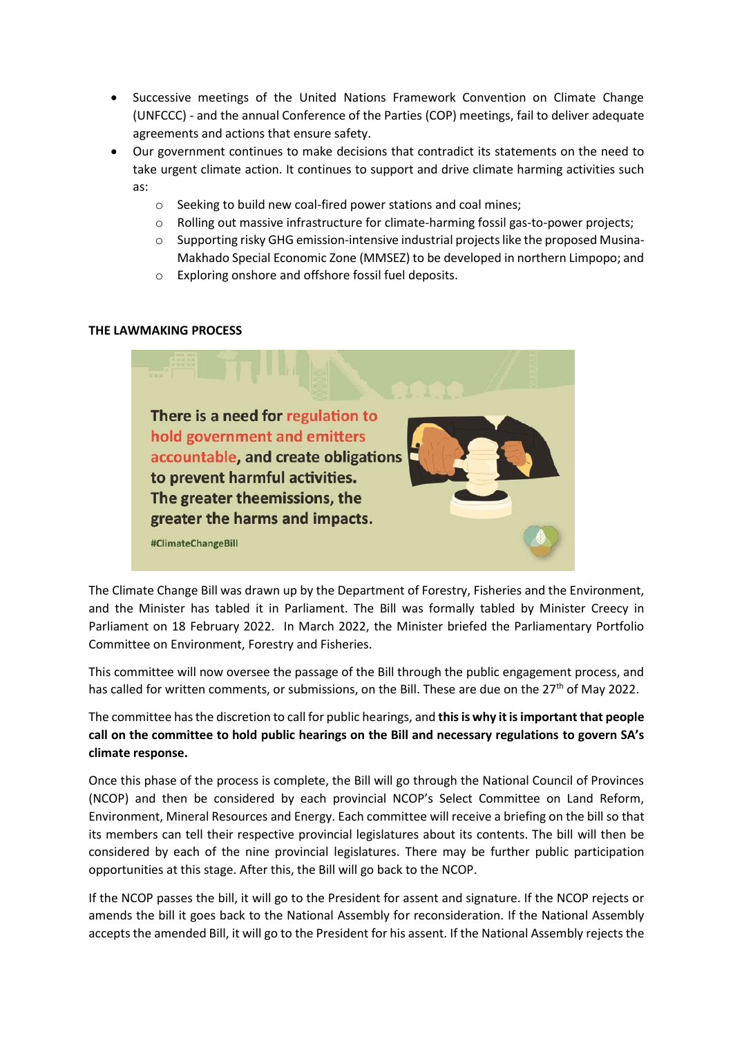- Successive meetings of the United Nations Framework Convention on Climate Change (UNFCCC) - and the annual Conference of the Parties (COP) meetings, fail to deliver adequate agreements and actions that ensure safety.
- Our government continues to make decisions that contradict its statements on the need to take urgent climate action. It continues to support and drive climate harming activities such as:
  - Seeking to build new coal-fired power stations and coal mines;
  - Rolling out massive infrastructure for climate-harming fossil gas-to-power projects;
  - Supporting risky GHG emission-intensive industrial projects like the proposed Musina-Makhado Special Economic Zone (MMSEZ) to be developed in northern Limpopo; and
  - Exploring onshore and offshore fossil fuel deposits.

**THE LAWMAKING PROCESS**

There is a need for regulation to hold government and emitters accountable, and create obligations to prevent harmful activities. The greater theemissions, the greater the harms and impacts.

#ClimateChangeBill

The Climate Change Bill was drawn up by the Department of Forestry, Fisheries and the Environment, and the Minister has tabled it in Parliament. The Bill was formally tabled by Minister Creecy in Parliament on 18 February 2022. In March 2022, the Minister briefed the Parliamentary Portfolio Committee on Environment, Forestry and Fisheries.

This committee will now oversee the passage of the Bill through the public engagement process, and has called for written comments, or submissions, on the Bill. These are due on the 27th of May 2022.

The committee has the discretion to call for public hearings, and **this is why it is important that people call on the committee to hold public hearings on the Bill and necessary regulations to govern SA's climate response.**

Once this phase of the process is complete, the Bill will go through the National Council of Provinces (NCOP) and then be considered by each provincial NCOP's Select Committee on Land Reform, Environment, Mineral Resources and Energy. Each committee will receive a briefing on the bill so that its members can tell their respective provincial legislatures about its contents. The bill will then be considered by each of the nine provincial legislatures. There may be further public participation opportunities at this stage. After this, the Bill will go back to the NCOP.

If the NCOP passes the bill, it will go to the President for assent and signature. If the NCOP rejects or amends the bill it goes back to the National Assembly for reconsideration. If the National Assembly accepts the amended Bill, it will go to the President for his assent. If the National Assembly rejects the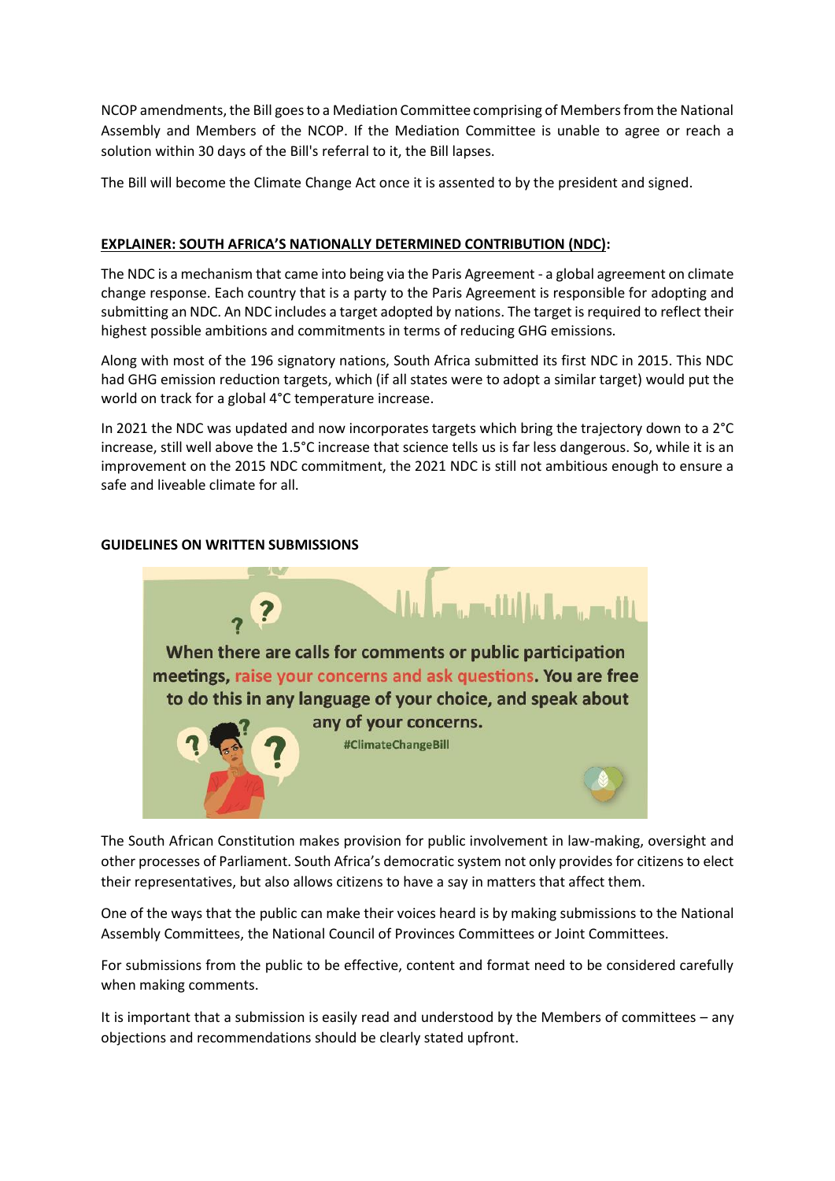NCOP amendments, the Bill goes to a Mediation Committee comprising of Members from the National Assembly and Members of the NCOP. If the Mediation Committee is unable to agree or reach a solution within 30 days of the Bill's referral to it, the Bill lapses.

The Bill will become the Climate Change Act once it is assented to by the president and signed.

## EXPLAINER: SOUTH AFRICA'S NATIONALLY DETERMINED CONTRIBUTION (NDC):

The NDC is a mechanism that came into being via the Paris Agreement - a global agreement on climate change response. Each country that is a party to the Paris Agreement is responsible for adopting and submitting an NDC. An NDC includes a target adopted by nations. The target is required to reflect their highest possible ambitions and commitments in terms of reducing GHG emissions.

Along with most of the 196 signatory nations, South Africa submitted its first NDC in 2015. This NDC had GHG emission reduction targets, which (if all states were to adopt a similar target) would put the world on track for a global 4°C temperature increase.

In 2021 the NDC was updated and now incorporates targets which bring the trajectory down to a 2°C increase, still well above the 1.5°C increase that science tells us is far less dangerous. So, while it is an improvement on the 2015 NDC commitment, the 2021 NDC is still not ambitious enough to ensure a safe and liveable climate for all.

## GUIDELINES ON WRITTEN SUBMISSIONS

When there are calls for comments or public participation meetings, raise your concerns and ask questions. You are free to do this in any language of your choice, and speak about any of your concerns.

#ClimateChangeBill

The South African Constitution makes provision for public involvement in law-making, oversight and other processes of Parliament. South Africa's democratic system not only provides for citizens to elect their representatives, but also allows citizens to have a say in matters that affect them.

One of the ways that the public can make their voices heard is by making submissions to the National Assembly Committees, the National Council of Provinces Committees or Joint Committees.

For submissions from the public to be effective, content and format need to be considered carefully when making comments.

It is important that a submission is easily read and understood by the Members of committees – any objections and recommendations should be clearly stated upfront.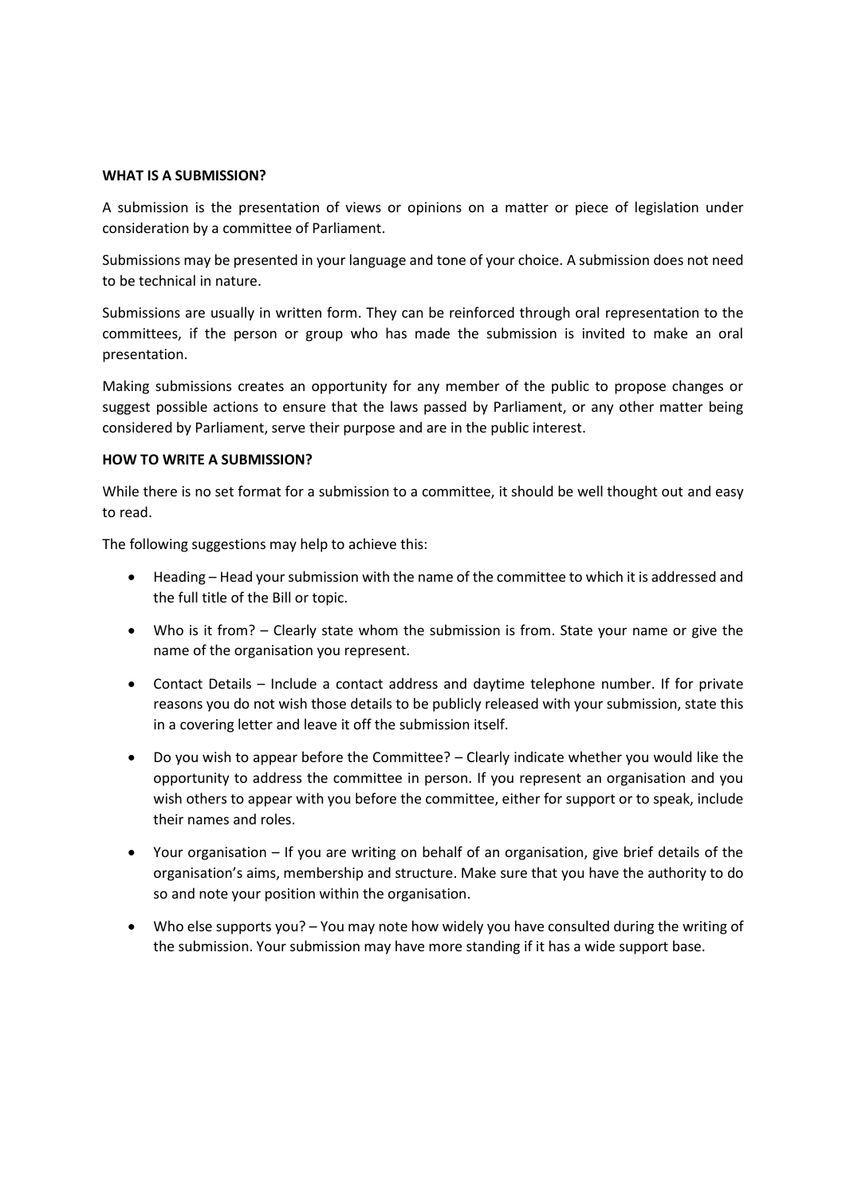**WHAT IS A SUBMISSION?**

A submission is the presentation of views or opinions on a matter or piece of legislation under consideration by a committee of Parliament.

Submissions may be presented in your language and tone of your choice. A submission does not need to be technical in nature.

Submissions are usually in written form. They can be reinforced through oral representation to the committees, if the person or group who has made the submission is invited to make an oral presentation.

Making submissions creates an opportunity for any member of the public to propose changes or suggest possible actions to ensure that the laws passed by Parliament, or any other matter being considered by Parliament, serve their purpose and are in the public interest.

**HOW TO WRITE A SUBMISSION?**

While there is no set format for a submission to a committee, it should be well thought out and easy to read.

The following suggestions may help to achieve this:

- Heading – Head your submission with the name of the committee to which it is addressed and the full title of the Bill or topic.
- Who is it from? – Clearly state whom the submission is from. State your name or give the name of the organisation you represent.
- Contact Details – Include a contact address and daytime telephone number. If for private reasons you do not wish those details to be publicly released with your submission, state this in a covering letter and leave it off the submission itself.
- Do you wish to appear before the Committee? – Clearly indicate whether you would like the opportunity to address the committee in person. If you represent an organisation and you wish others to appear with you before the committee, either for support or to speak, include their names and roles.
- Your organisation – If you are writing on behalf of an organisation, give brief details of the organisation's aims, membership and structure. Make sure that you have the authority to do so and note your position within the organisation.
- Who else supports you? – You may note how widely you have consulted during the writing of the submission. Your submission may have more standing if it has a wide support base.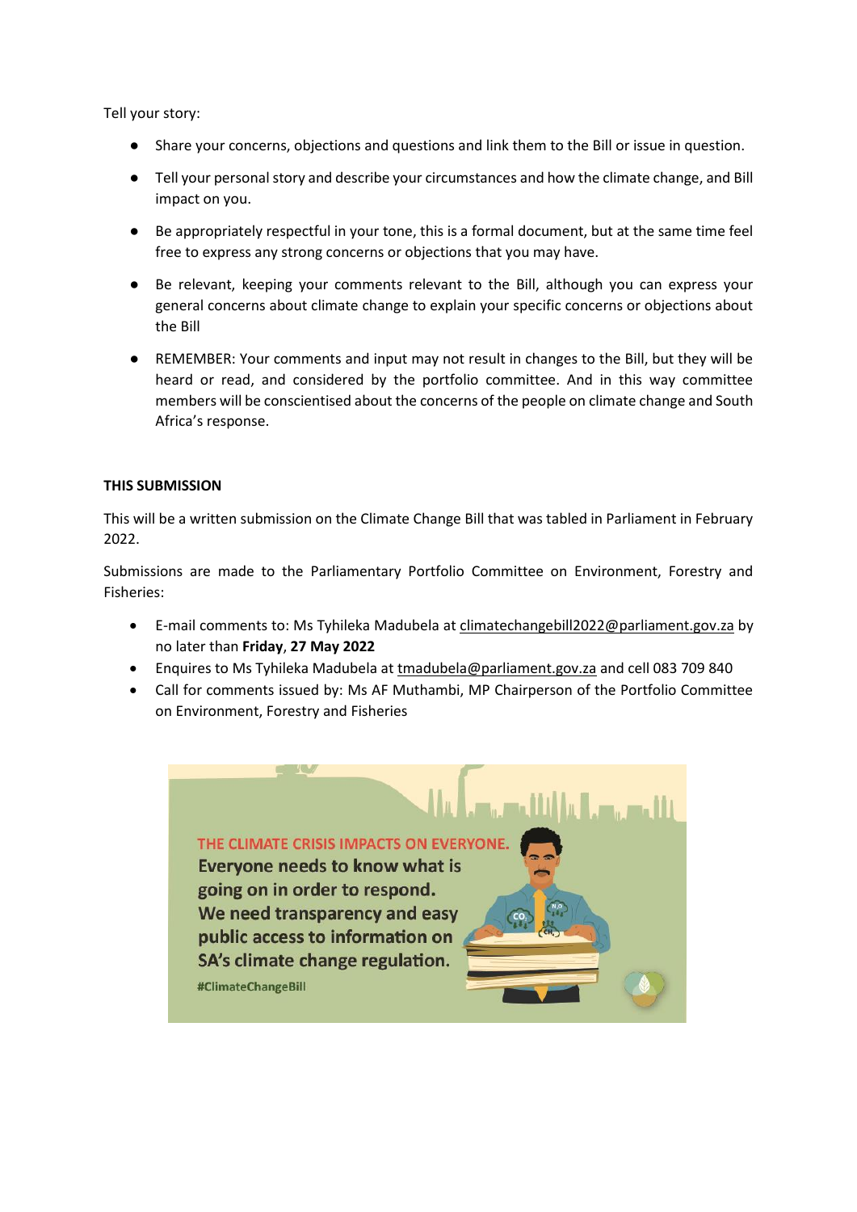Tell your story:

- Share your concerns, objections and questions and link them to the Bill or issue in question.
- Tell your personal story and describe your circumstances and how the climate change, and Bill impact on you.
- Be appropriately respectful in your tone, this is a formal document, but at the same time feel free to express any strong concerns or objections that you may have.
- Be relevant, keeping your comments relevant to the Bill, although you can express your general concerns about climate change to explain your specific concerns or objections about the Bill
- REMEMBER: Your comments and input may not result in changes to the Bill, but they will be heard or read, and considered by the portfolio committee. And in this way committee members will be conscientised about the concerns of the people on climate change and South Africa's response.

**THIS SUBMISSION**

This will be a written submission on the Climate Change Bill that was tabled in Parliament in February 2022.

Submissions are made to the Parliamentary Portfolio Committee on Environment, Forestry and Fisheries:

- E-mail comments to: Ms Tyhileka Madubela at climatechangebill2022@parliament.gov.za by no later than **Friday**, **27 May 2022**
- Enquires to Ms Tyhileka Madubela at tmadubela@parliament.gov.za and cell 083 709 840
- Call for comments issued by: Ms AF Muthambi, MP Chairperson of the Portfolio Committee on Environment, Forestry and Fisheries

THE CLIMATE CRISIS IMPACTS ON EVERYONE. **Everyone needs to know what is going on in order to respond. We need transparency and easy public access to information on SA's climate change regulation.**

**#ClimateChangeBill**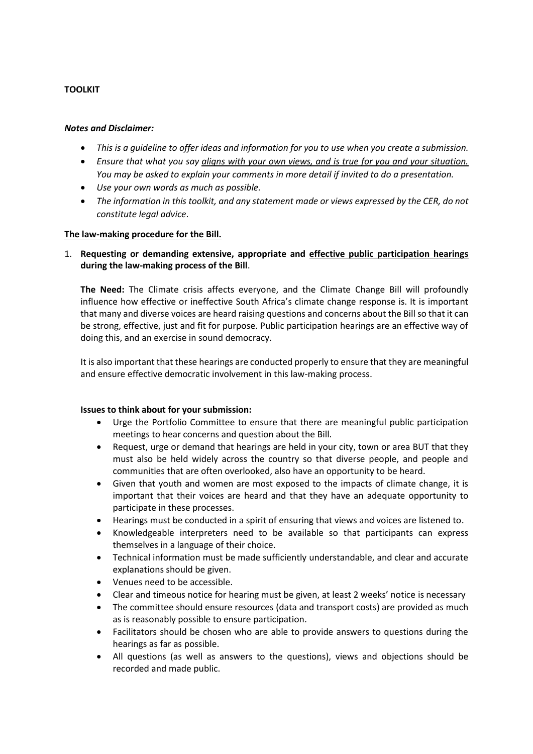**TOOLKIT**

***Notes and Disclaimer:***

- *This is a guideline to offer ideas and information for you to use when you create a submission.*
- *Ensure that what you say <u>aligns with your own views, and is true for you and your situation.</u> You may be asked to explain your comments in more detail if invited to do a presentation.*
- *Use your own words as much as possible.*
- *The information in this toolkit, and any statement made or views expressed by the CER, do not constitute legal advice*.

**<u>The law-making procedure for the Bill.</u>**

1. **Requesting or demanding extensive, appropriate and <u>effective public participation hearings</u> during the law-making process of the Bill**.

   **The Need:** The Climate crisis affects everyone, and the Climate Change Bill will profoundly influence how effective or ineffective South Africa's climate change response is. It is important that many and diverse voices are heard raising questions and concerns about the Bill so that it can be strong, effective, just and fit for purpose. Public participation hearings are an effective way of doing this, and an exercise in sound democracy.

   It is also important that these hearings are conducted properly to ensure that they are meaningful and ensure effective democratic involvement in this law-making process.

   **Issues to think about for your submission:**

   - Urge the Portfolio Committee to ensure that there are meaningful public participation meetings to hear concerns and question about the Bill.
   - Request, urge or demand that hearings are held in your city, town or area BUT that they must also be held widely across the country so that diverse people, and people and communities that are often overlooked, also have an opportunity to be heard.
   - Given that youth and women are most exposed to the impacts of climate change, it is important that their voices are heard and that they have an adequate opportunity to participate in these processes.
   - Hearings must be conducted in a spirit of ensuring that views and voices are listened to.
   - Knowledgeable interpreters need to be available so that participants can express themselves in a language of their choice.
   - Technical information must be made sufficiently understandable, and clear and accurate explanations should be given.
   - Venues need to be accessible.
   - Clear and timeous notice for hearing must be given, at least 2 weeks' notice is necessary
   - The committee should ensure resources (data and transport costs) are provided as much as is reasonably possible to ensure participation.
   - Facilitators should be chosen who are able to provide answers to questions during the hearings as far as possible.
   - All questions (as well as answers to the questions), views and objections should be recorded and made public.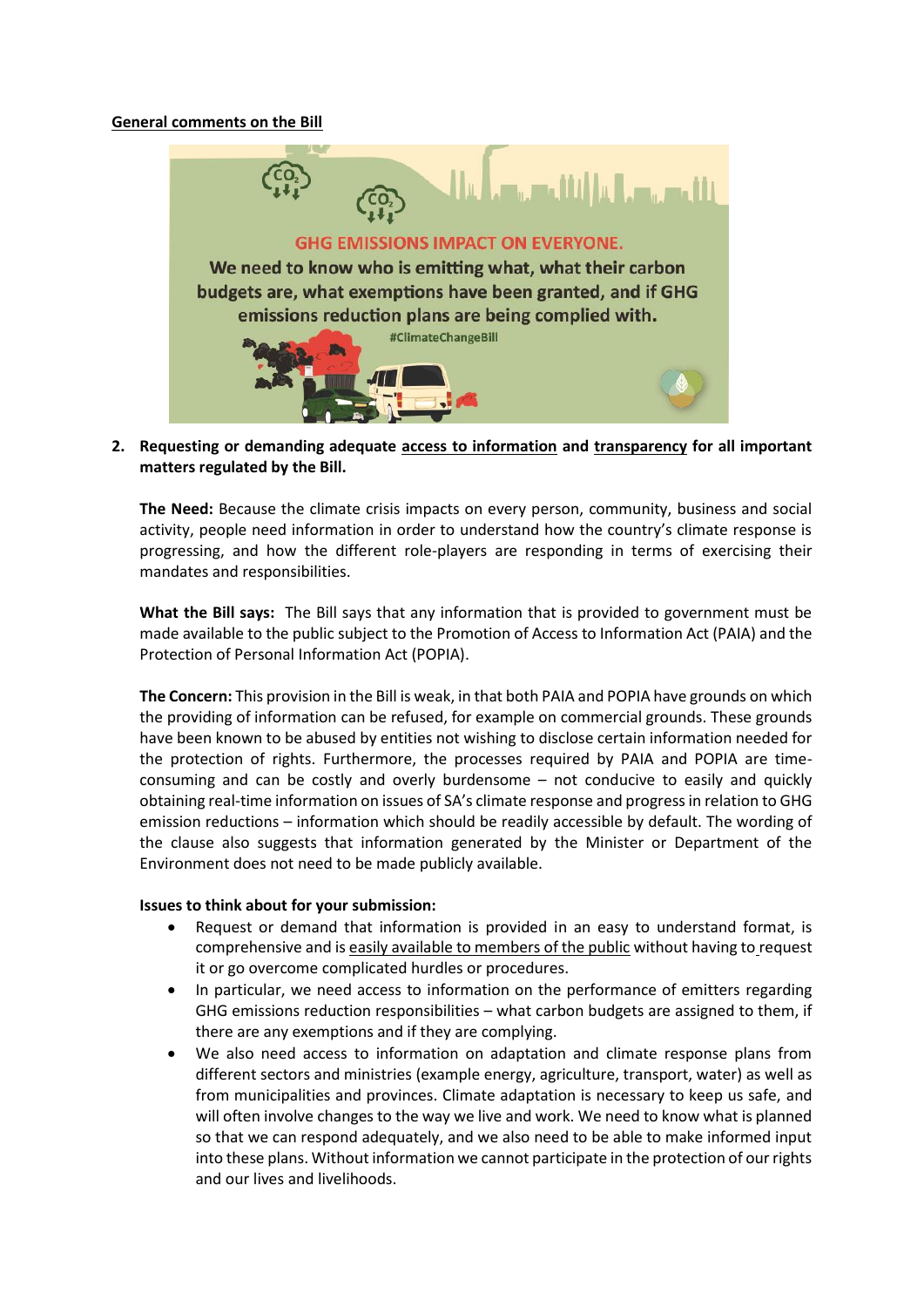**General comments on the Bill**

GHG EMISSIONS IMPACT ON EVERYONE.

**We need to know who is emitting what, what their carbon budgets are, what exemptions have been granted, and if GHG emissions reduction plans are being complied with.**

#ClimateChangeBill

2. **Requesting or demanding adequate access to information and transparency for all important matters regulated by the Bill.**

   **The Need:** Because the climate crisis impacts on every person, community, business and social activity, people need information in order to understand how the country's climate response is progressing, and how the different role-players are responding in terms of exercising their mandates and responsibilities.

   **What the Bill says:** The Bill says that any information that is provided to government must be made available to the public subject to the Promotion of Access to Information Act (PAIA) and the Protection of Personal Information Act (POPIA).

   **The Concern:** This provision in the Bill is weak, in that both PAIA and POPIA have grounds on which the providing of information can be refused, for example on commercial grounds. These grounds have been known to be abused by entities not wishing to disclose certain information needed for the protection of rights. Furthermore, the processes required by PAIA and POPIA are time-consuming and can be costly and overly burdensome – not conducive to easily and quickly obtaining real-time information on issues of SA's climate response and progress in relation to GHG emission reductions – information which should be readily accessible by default. The wording of the clause also suggests that information generated by the Minister or Department of the Environment does not need to be made publicly available.

   **Issues to think about for your submission:**

   - Request or demand that information is provided in an easy to understand format, is comprehensive and is easily available to members of the public without having to request it or go overcome complicated hurdles or procedures.
   - In particular, we need access to information on the performance of emitters regarding GHG emissions reduction responsibilities – what carbon budgets are assigned to them, if there are any exemptions and if they are complying.
   - We also need access to information on adaptation and climate response plans from different sectors and ministries (example energy, agriculture, transport, water) as well as from municipalities and provinces. Climate adaptation is necessary to keep us safe, and will often involve changes to the way we live and work. We need to know what is planned so that we can respond adequately, and we also need to be able to make informed input into these plans. Without information we cannot participate in the protection of our rights and our lives and livelihoods.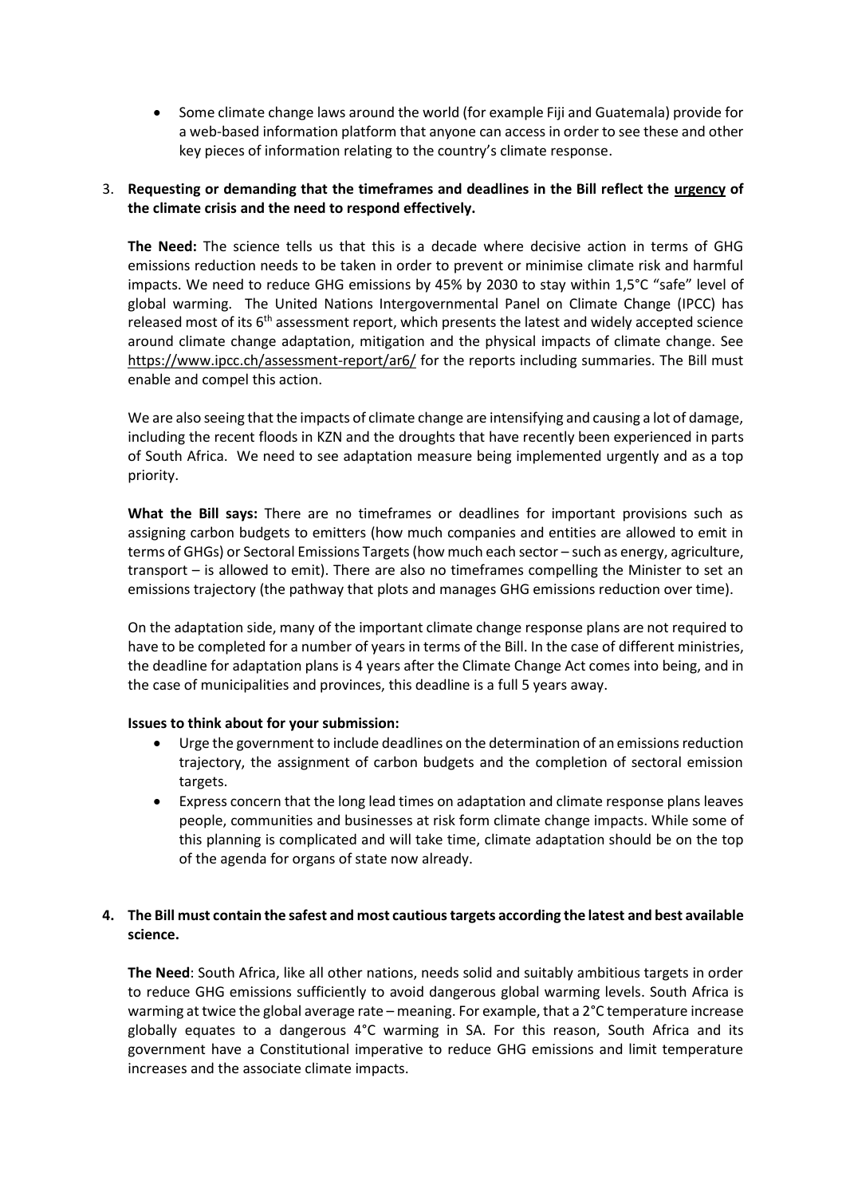- Some climate change laws around the world (for example Fiji and Guatemala) provide for a web-based information platform that anyone can access in order to see these and other key pieces of information relating to the country's climate response.

3. **Requesting or demanding that the timeframes and deadlines in the Bill reflect the urgency of the climate crisis and the need to respond effectively.**

   **The Need:** The science tells us that this is a decade where decisive action in terms of GHG emissions reduction needs to be taken in order to prevent or minimise climate risk and harmful impacts. We need to reduce GHG emissions by 45% by 2030 to stay within 1,5°C "safe" level of global warming. The United Nations Intergovernmental Panel on Climate Change (IPCC) has released most of its 6th assessment report, which presents the latest and widely accepted science around climate change adaptation, mitigation and the physical impacts of climate change. See https://www.ipcc.ch/assessment-report/ar6/ for the reports including summaries. The Bill must enable and compel this action.

   We are also seeing that the impacts of climate change are intensifying and causing a lot of damage, including the recent floods in KZN and the droughts that have recently been experienced in parts of South Africa. We need to see adaptation measure being implemented urgently and as a top priority.

   **What the Bill says:** There are no timeframes or deadlines for important provisions such as assigning carbon budgets to emitters (how much companies and entities are allowed to emit in terms of GHGs) or Sectoral Emissions Targets (how much each sector – such as energy, agriculture, transport – is allowed to emit). There are also no timeframes compelling the Minister to set an emissions trajectory (the pathway that plots and manages GHG emissions reduction over time).

   On the adaptation side, many of the important climate change response plans are not required to have to be completed for a number of years in terms of the Bill. In the case of different ministries, the deadline for adaptation plans is 4 years after the Climate Change Act comes into being, and in the case of municipalities and provinces, this deadline is a full 5 years away.

   **Issues to think about for your submission:**

   - Urge the government to include deadlines on the determination of an emissions reduction trajectory, the assignment of carbon budgets and the completion of sectoral emission targets.
   - Express concern that the long lead times on adaptation and climate response plans leaves people, communities and businesses at risk form climate change impacts. While some of this planning is complicated and will take time, climate adaptation should be on the top of the agenda for organs of state now already.

4. **The Bill must contain the safest and most cautious targets according the latest and best available science.**

   **The Need**: South Africa, like all other nations, needs solid and suitably ambitious targets in order to reduce GHG emissions sufficiently to avoid dangerous global warming levels. South Africa is warming at twice the global average rate – meaning. For example, that a 2°C temperature increase globally equates to a dangerous 4°C warming in SA. For this reason, South Africa and its government have a Constitutional imperative to reduce GHG emissions and limit temperature increases and the associate climate impacts.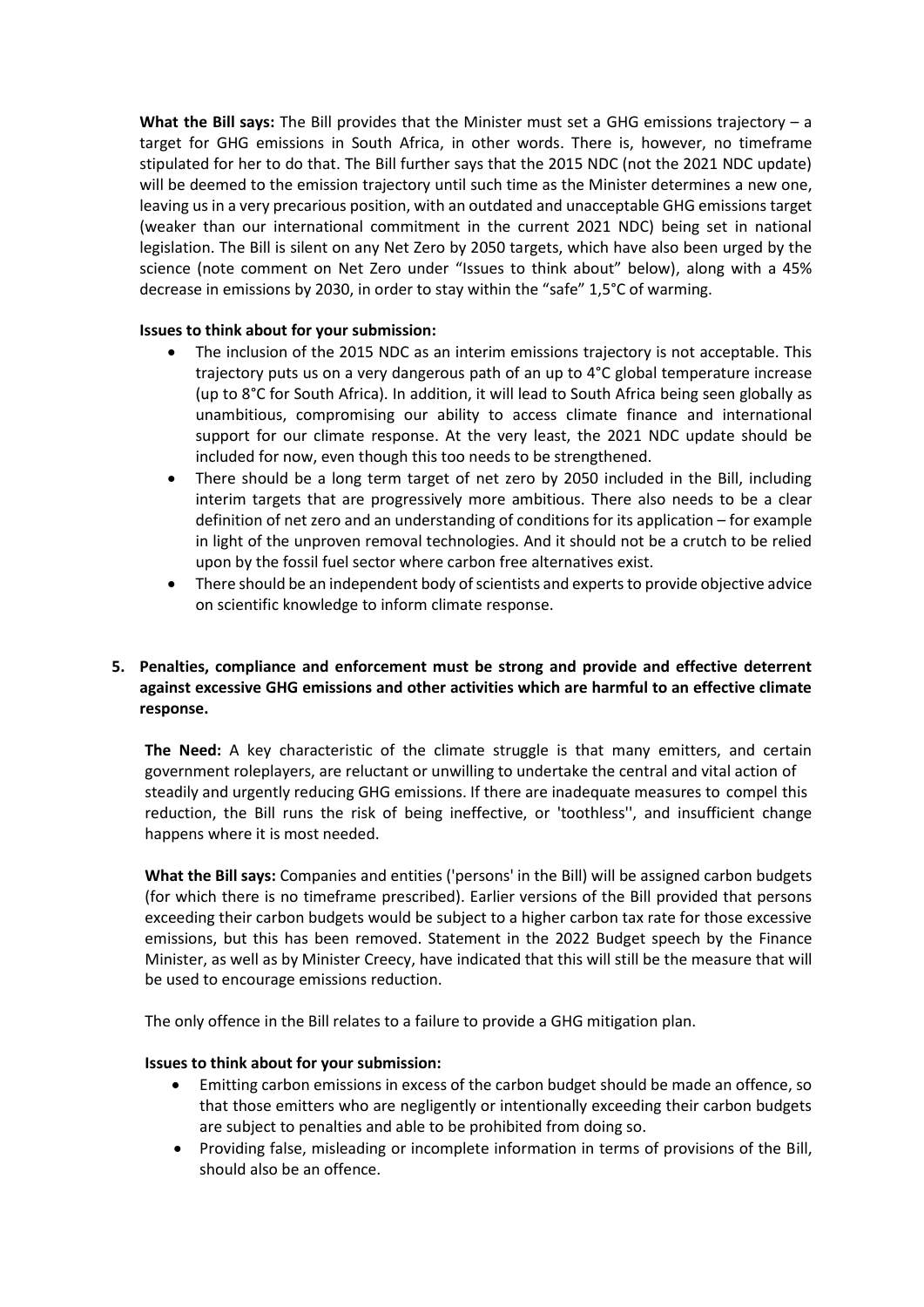**What the Bill says:** The Bill provides that the Minister must set a GHG emissions trajectory – a target for GHG emissions in South Africa, in other words. There is, however, no timeframe stipulated for her to do that. The Bill further says that the 2015 NDC (not the 2021 NDC update) will be deemed to the emission trajectory until such time as the Minister determines a new one, leaving us in a very precarious position, with an outdated and unacceptable GHG emissions target (weaker than our international commitment in the current 2021 NDC) being set in national legislation. The Bill is silent on any Net Zero by 2050 targets, which have also been urged by the science (note comment on Net Zero under "Issues to think about" below), along with a 45% decrease in emissions by 2030, in order to stay within the "safe" 1,5°C of warming.

**Issues to think about for your submission:**

- The inclusion of the 2015 NDC as an interim emissions trajectory is not acceptable. This trajectory puts us on a very dangerous path of an up to 4°C global temperature increase (up to 8°C for South Africa). In addition, it will lead to South Africa being seen globally as unambitious, compromising our ability to access climate finance and international support for our climate response. At the very least, the 2021 NDC update should be included for now, even though this too needs to be strengthened.
- There should be a long term target of net zero by 2050 included in the Bill, including interim targets that are progressively more ambitious. There also needs to be a clear definition of net zero and an understanding of conditions for its application – for example in light of the unproven removal technologies. And it should not be a crutch to be relied upon by the fossil fuel sector where carbon free alternatives exist.
- There should be an independent body of scientists and experts to provide objective advice on scientific knowledge to inform climate response.

5. **Penalties, compliance and enforcement must be strong and provide and effective deterrent against excessive GHG emissions and other activities which are harmful to an effective climate response.**

**The Need:** A key characteristic of the climate struggle is that many emitters, and certain government roleplayers, are reluctant or unwilling to undertake the central and vital action of steadily and urgently reducing GHG emissions. If there are inadequate measures to compel this reduction, the Bill runs the risk of being ineffective, or 'toothless'', and insufficient change happens where it is most needed.

**What the Bill says:** Companies and entities ('persons' in the Bill) will be assigned carbon budgets (for which there is no timeframe prescribed). Earlier versions of the Bill provided that persons exceeding their carbon budgets would be subject to a higher carbon tax rate for those excessive emissions, but this has been removed. Statement in the 2022 Budget speech by the Finance Minister, as well as by Minister Creecy, have indicated that this will still be the measure that will be used to encourage emissions reduction.

The only offence in the Bill relates to a failure to provide a GHG mitigation plan.

**Issues to think about for your submission:**

- Emitting carbon emissions in excess of the carbon budget should be made an offence, so that those emitters who are negligently or intentionally exceeding their carbon budgets are subject to penalties and able to be prohibited from doing so.
- Providing false, misleading or incomplete information in terms of provisions of the Bill, should also be an offence.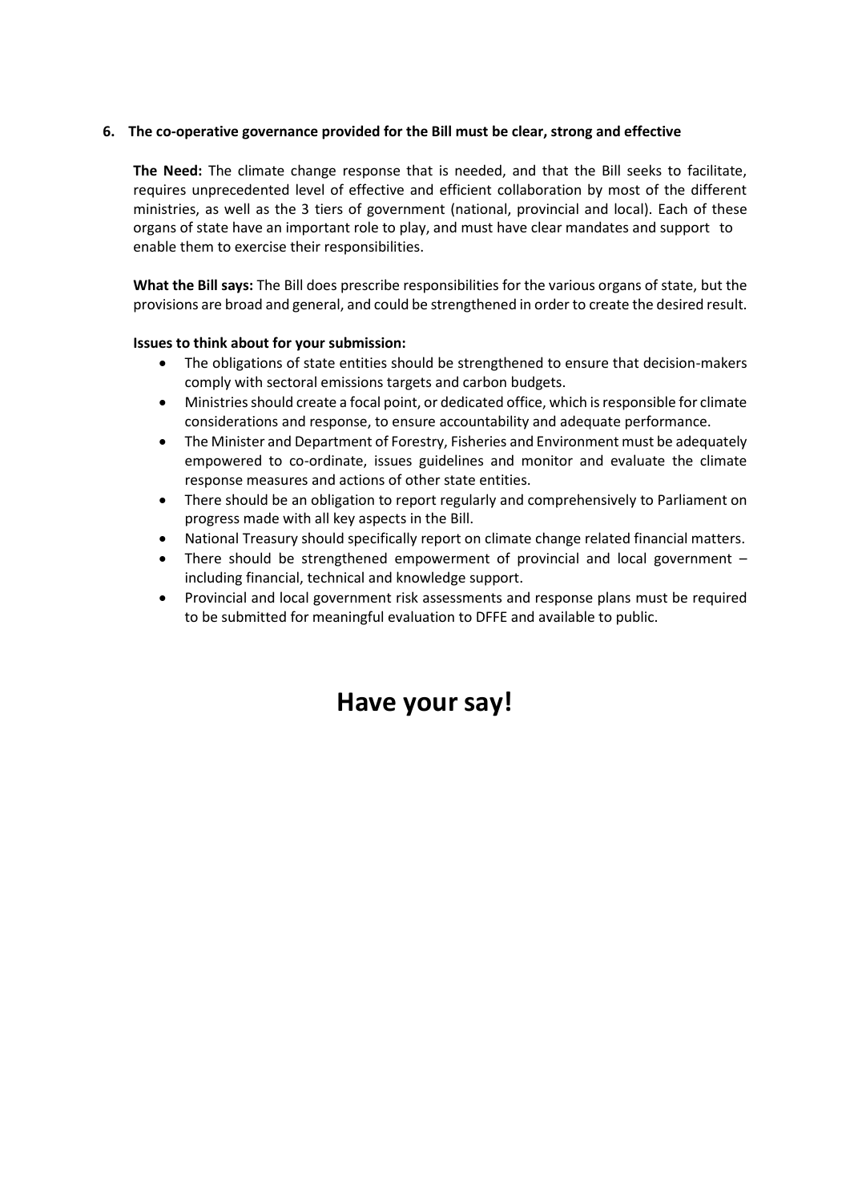## 6. The co-operative governance provided for the Bill must be clear, strong and effective

**The Need:** The climate change response that is needed, and that the Bill seeks to facilitate, requires unprecedented level of effective and efficient collaboration by most of the different ministries, as well as the 3 tiers of government (national, provincial and local). Each of these organs of state have an important role to play, and must have clear mandates and support to enable them to exercise their responsibilities.

**What the Bill says:** The Bill does prescribe responsibilities for the various organs of state, but the provisions are broad and general, and could be strengthened in order to create the desired result.

**Issues to think about for your submission:**

- The obligations of state entities should be strengthened to ensure that decision-makers comply with sectoral emissions targets and carbon budgets.
- Ministries should create a focal point, or dedicated office, which is responsible for climate considerations and response, to ensure accountability and adequate performance.
- The Minister and Department of Forestry, Fisheries and Environment must be adequately empowered to co-ordinate, issues guidelines and monitor and evaluate the climate response measures and actions of other state entities.
- There should be an obligation to report regularly and comprehensively to Parliament on progress made with all key aspects in the Bill.
- National Treasury should specifically report on climate change related financial matters.
- There should be strengthened empowerment of provincial and local government – including financial, technical and knowledge support.
- Provincial and local government risk assessments and response plans must be required to be submitted for meaningful evaluation to DFFE and available to public.

# Have your say!